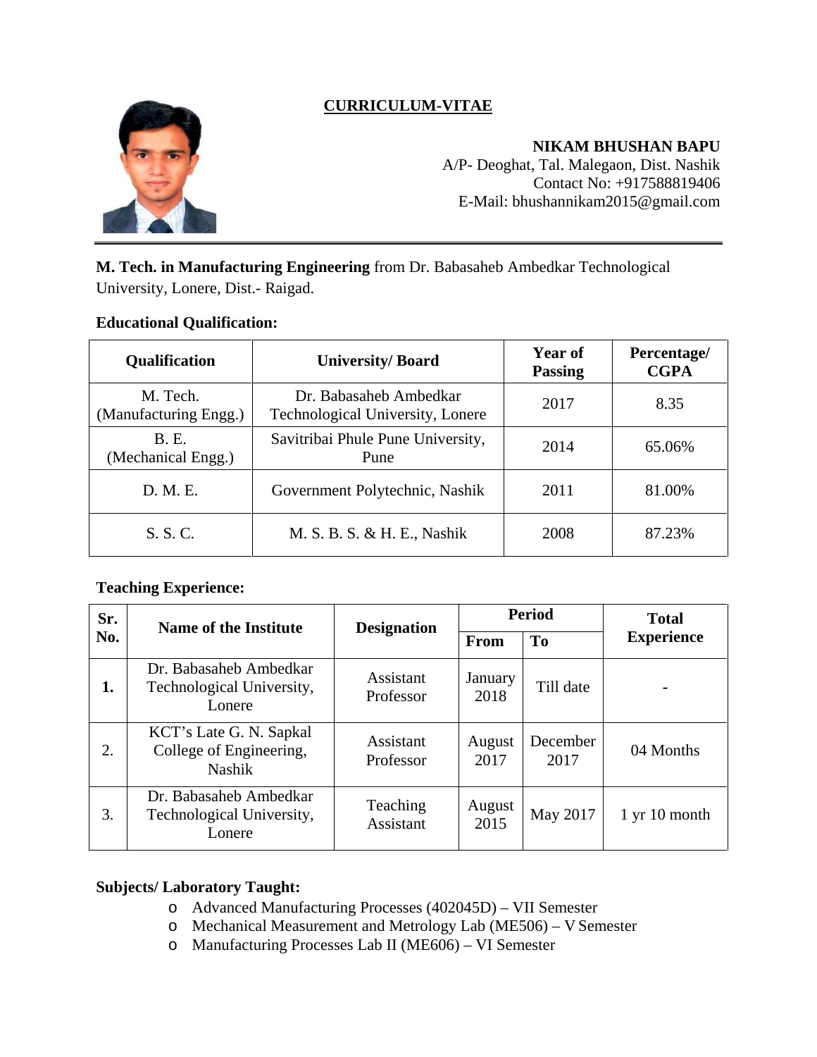# CURRICULUM-VITAE

**NIKAM BHUSHAN BAPU**
A/P- Deoghat, Tal. Malegaon, Dist. Nashik
Contact No: +917588819406
E-Mail: bhushannikam2015@gmail.com

---

**M. Tech. in Manufacturing Engineering** from Dr. Babasaheb Ambedkar Technological University, Lonere, Dist.- Raigad.

**Educational Qualification:**

| Qualification | University/ Board | Year of Passing | Percentage/ CGPA |
|---|---|---|---|
| M. Tech. (Manufacturing Engg.) | Dr. Babasaheb Ambedkar Technological University, Lonere | 2017 | 8.35 |
| B. E. (Mechanical Engg.) | Savitribai Phule Pune University, Pune | 2014 | 65.06% |
| D. M. E. | Government Polytechnic, Nashik | 2011 | 81.00% |
| S. S. C. | M. S. B. S. & H. E., Nashik | 2008 | 87.23% |

**Teaching Experience:**

| Sr. No. | Name of the Institute | Designation | Period | | Total Experience |
|---|---|---|---|---|---|
| | | | From | To | |
| **1.** | Dr. Babasaheb Ambedkar Technological University, Lonere | Assistant Professor | January 2018 | Till date | - |
| 2. | KCT's Late G. N. Sapkal College of Engineering, Nashik | Assistant Professor | August 2017 | December 2017 | 04 Months |
| 3. | Dr. Babasaheb Ambedkar Technological University, Lonere | Teaching Assistant | August 2015 | May 2017 | 1 yr 10 month |

**Subjects/ Laboratory Taught:**

- Advanced Manufacturing Processes (402045D) – VII Semester
- Mechanical Measurement and Metrology Lab (ME506) – V Semester
- Manufacturing Processes Lab II (ME606) – VI Semester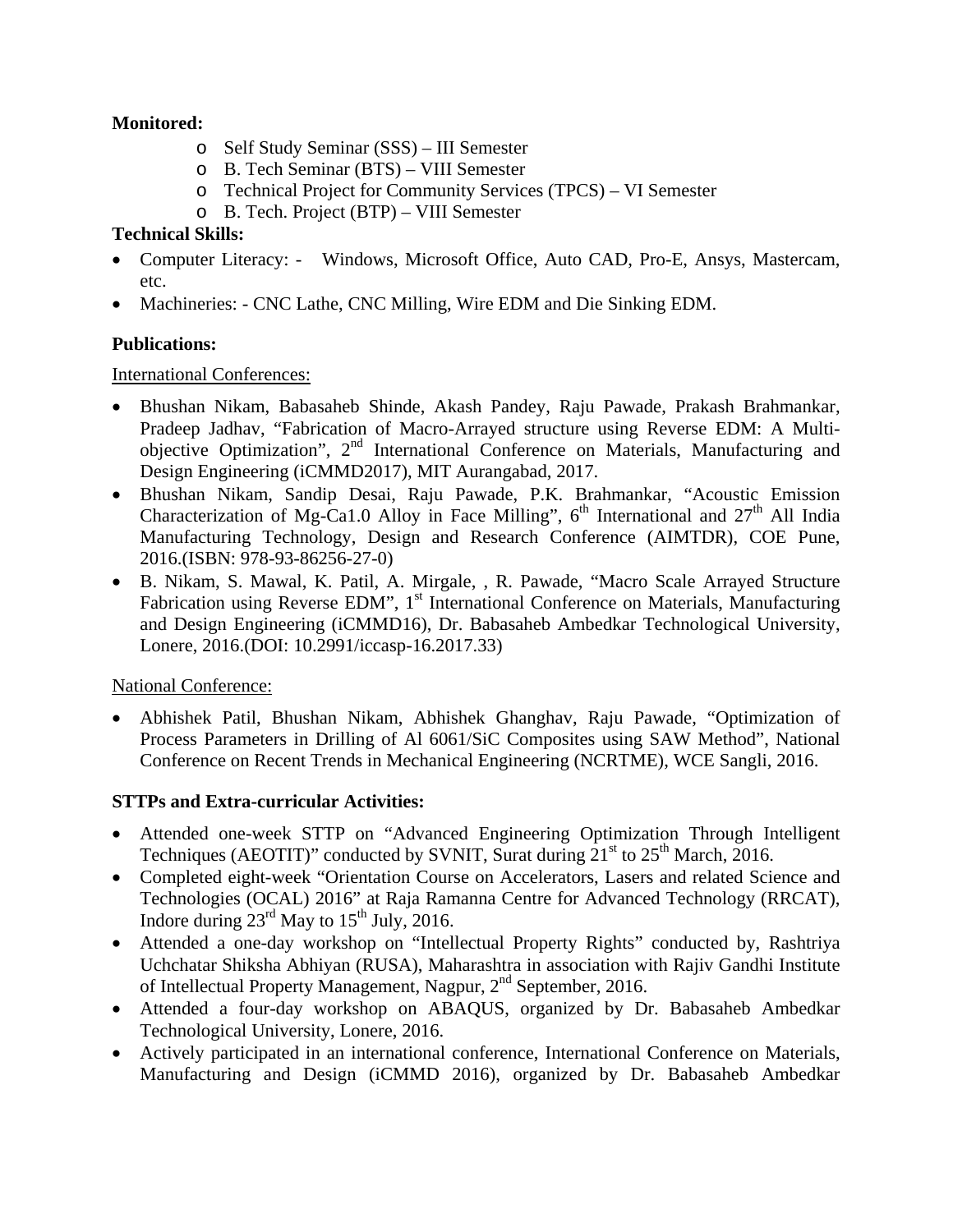**Monitored:**

- Self Study Seminar (SSS) – III Semester
- B. Tech Seminar (BTS) – VIII Semester
- Technical Project for Community Services (TPCS) – VI Semester
- B. Tech. Project (BTP) – VIII Semester

**Technical Skills:**

- Computer Literacy: - Windows, Microsoft Office, Auto CAD, Pro-E, Ansys, Mastercam, etc.
- Machineries: - CNC Lathe, CNC Milling, Wire EDM and Die Sinking EDM.

**Publications:**

International Conferences:

- Bhushan Nikam, Babasaheb Shinde, Akash Pandey, Raju Pawade, Prakash Brahmankar, Pradeep Jadhav, "Fabrication of Macro-Arrayed structure using Reverse EDM: A Multi-objective Optimization", 2nd International Conference on Materials, Manufacturing and Design Engineering (iCMMD2017), MIT Aurangabad, 2017.
- Bhushan Nikam, Sandip Desai, Raju Pawade, P.K. Brahmankar, "Acoustic Emission Characterization of Mg-Ca1.0 Alloy in Face Milling", 6th International and 27th All India Manufacturing Technology, Design and Research Conference (AIMTDR), COE Pune, 2016.(ISBN: 978-93-86256-27-0)
- B. Nikam, S. Mawal, K. Patil, A. Mirgale, , R. Pawade, "Macro Scale Arrayed Structure Fabrication using Reverse EDM", 1st International Conference on Materials, Manufacturing and Design Engineering (iCMMD16), Dr. Babasaheb Ambedkar Technological University, Lonere, 2016.(DOI: 10.2991/iccasp-16.2017.33)

National Conference:

- Abhishek Patil, Bhushan Nikam, Abhishek Ghanghav, Raju Pawade, "Optimization of Process Parameters in Drilling of Al 6061/SiC Composites using SAW Method", National Conference on Recent Trends in Mechanical Engineering (NCRTME), WCE Sangli, 2016.

**STTPs and Extra-curricular Activities:**

- Attended one-week STTP on "Advanced Engineering Optimization Through Intelligent Techniques (AEOTIT)" conducted by SVNIT, Surat during 21st to 25th March, 2016.
- Completed eight-week "Orientation Course on Accelerators, Lasers and related Science and Technologies (OCAL) 2016" at Raja Ramanna Centre for Advanced Technology (RRCAT), Indore during 23rd May to 15th July, 2016.
- Attended a one-day workshop on "Intellectual Property Rights" conducted by, Rashtriya Uchchatar Shiksha Abhiyan (RUSA), Maharashtra in association with Rajiv Gandhi Institute of Intellectual Property Management, Nagpur, 2nd September, 2016.
- Attended a four-day workshop on ABAQUS, organized by Dr. Babasaheb Ambedkar Technological University, Lonere, 2016.
- Actively participated in an international conference, International Conference on Materials, Manufacturing and Design (iCMMD 2016), organized by Dr. Babasaheb Ambedkar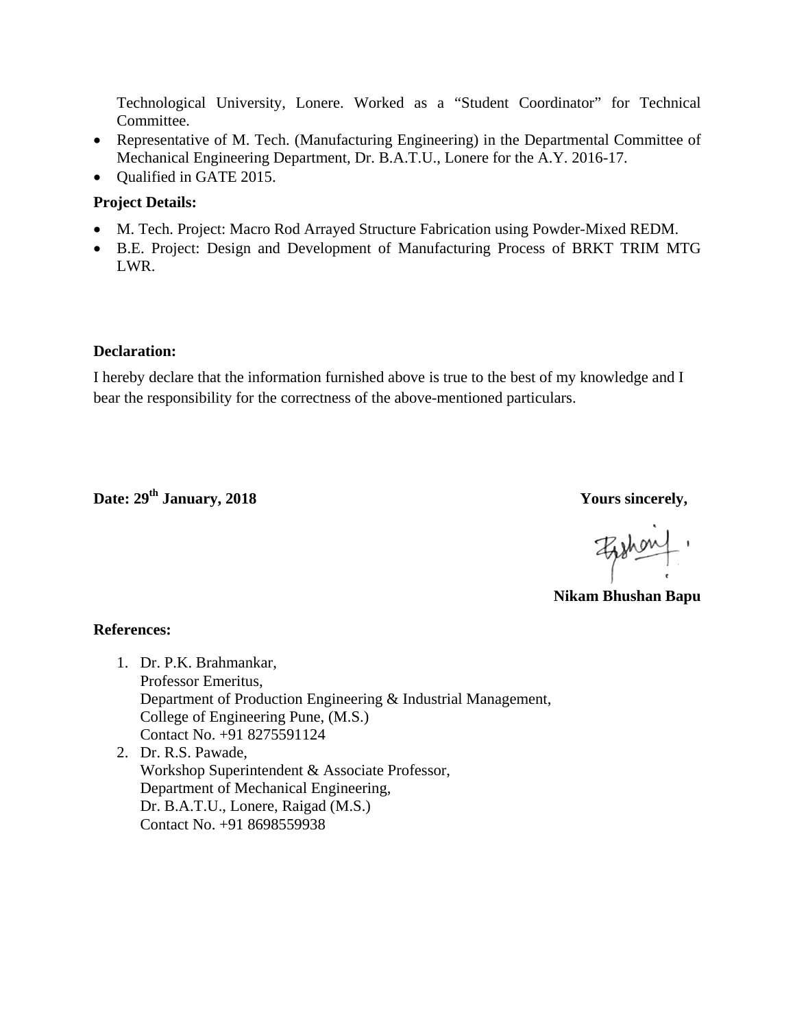Technological University, Lonere. Worked as a "Student Coordinator" for Technical Committee.

- Representative of M. Tech. (Manufacturing Engineering) in the Departmental Committee of Mechanical Engineering Department, Dr. B.A.T.U., Lonere for the A.Y. 2016-17.
- Qualified in GATE 2015.

**Project Details:**

- M. Tech. Project: Macro Rod Arrayed Structure Fabrication using Powder-Mixed REDM.
- B.E. Project: Design and Development of Manufacturing Process of BRKT TRIM MTG LWR.

**Declaration:**

I hereby declare that the information furnished above is true to the best of my knowledge and I bear the responsibility for the correctness of the above-mentioned particulars.

**Date: 29th January, 2018** **Yours sincerely,**

**Nikam Bhushan Bapu**

**References:**

1. Dr. P.K. Brahmankar,
   Professor Emeritus,
   Department of Production Engineering & Industrial Management,
   College of Engineering Pune, (M.S.)
   Contact No. +91 8275591124
2. Dr. R.S. Pawade,
   Workshop Superintendent & Associate Professor,
   Department of Mechanical Engineering,
   Dr. B.A.T.U., Lonere, Raigad (M.S.)
   Contact No. +91 8698559938